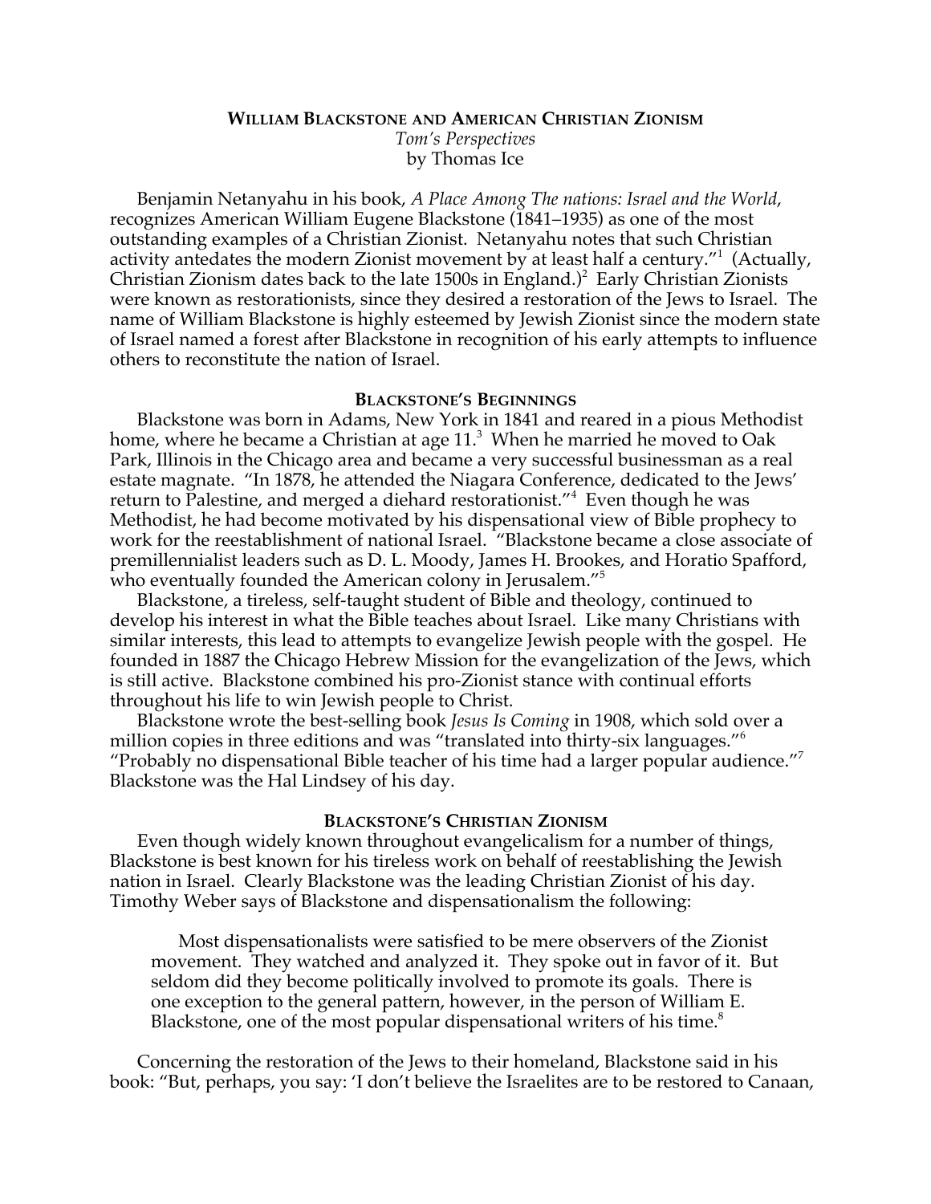# WILLIAM BLACKSTONE AND AMERICAN CHRISTIAN ZIONISM

*Tom's Perspectives*
by Thomas Ice

Benjamin Netanyahu in his book, *A Place Among The nations: Israel and the World*, recognizes American William Eugene Blackstone (1841–1935) as one of the most outstanding examples of a Christian Zionist. Netanyahu notes that such Christian activity antedates the modern Zionist movement by at least half a century."[1] (Actually, Christian Zionism dates back to the late 1500s in England.)[2] Early Christian Zionists were known as restorationists, since they desired a restoration of the Jews to Israel. The name of William Blackstone is highly esteemed by Jewish Zionist since the modern state of Israel named a forest after Blackstone in recognition of his early attempts to influence others to reconstitute the nation of Israel.

## BLACKSTONE'S BEGINNINGS

Blackstone was born in Adams, New York in 1841 and reared in a pious Methodist home, where he became a Christian at age 11.[3] When he married he moved to Oak Park, Illinois in the Chicago area and became a very successful businessman as a real estate magnate. "In 1878, he attended the Niagara Conference, dedicated to the Jews' return to Palestine, and merged a diehard restorationist."[4] Even though he was Methodist, he had become motivated by his dispensational view of Bible prophecy to work for the reestablishment of national Israel. "Blackstone became a close associate of premillennialist leaders such as D. L. Moody, James H. Brookes, and Horatio Spafford, who eventually founded the American colony in Jerusalem."[5]

Blackstone, a tireless, self-taught student of Bible and theology, continued to develop his interest in what the Bible teaches about Israel. Like many Christians with similar interests, this lead to attempts to evangelize Jewish people with the gospel. He founded in 1887 the Chicago Hebrew Mission for the evangelization of the Jews, which is still active. Blackstone combined his pro-Zionist stance with continual efforts throughout his life to win Jewish people to Christ.

Blackstone wrote the best-selling book *Jesus Is Coming* in 1908, which sold over a million copies in three editions and was "translated into thirty-six languages."[6] "Probably no dispensational Bible teacher of his time had a larger popular audience."[7] Blackstone was the Hal Lindsey of his day.

## BLACKSTONE'S CHRISTIAN ZIONISM

Even though widely known throughout evangelicalism for a number of things, Blackstone is best known for his tireless work on behalf of reestablishing the Jewish nation in Israel. Clearly Blackstone was the leading Christian Zionist of his day. Timothy Weber says of Blackstone and dispensationalism the following:

> Most dispensationalists were satisfied to be mere observers of the Zionist movement. They watched and analyzed it. They spoke out in favor of it. But seldom did they become politically involved to promote its goals. There is one exception to the general pattern, however, in the person of William E. Blackstone, one of the most popular dispensational writers of his time.[8]

Concerning the restoration of the Jews to their homeland, Blackstone said in his book: "But, perhaps, you say: 'I don't believe the Israelites are to be restored to Canaan,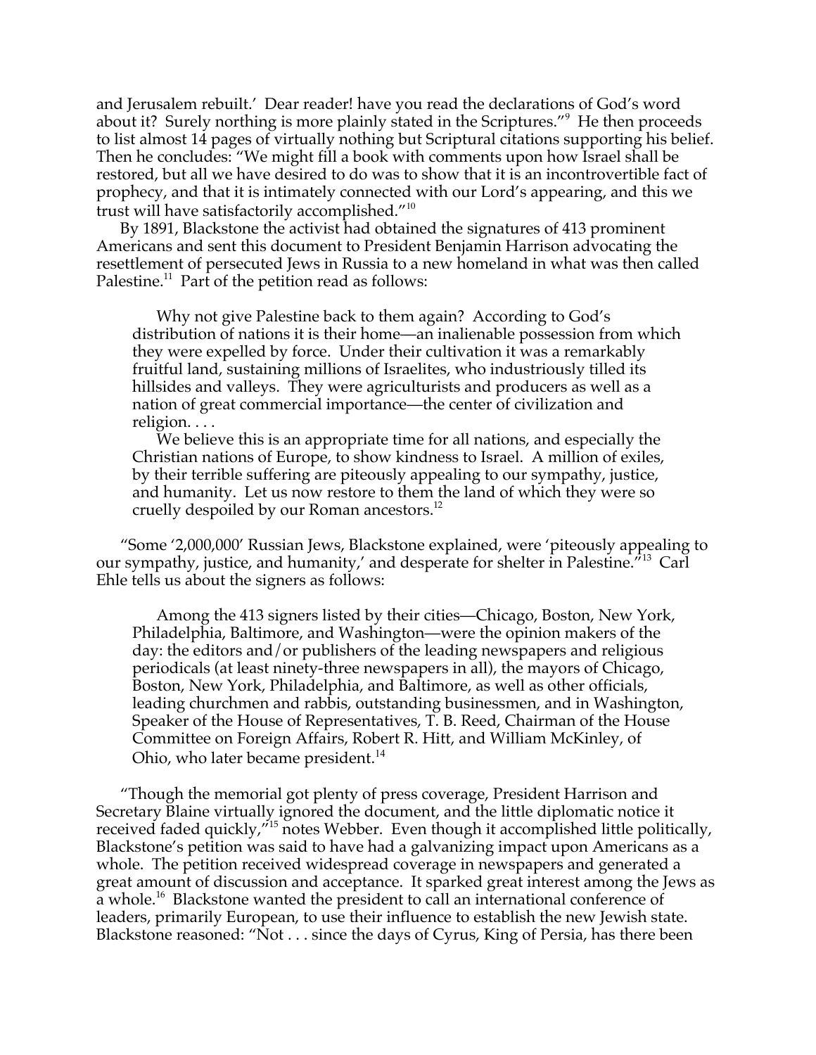and Jerusalem rebuilt.' Dear reader! have you read the declarations of God's word about it? Surely northing is more plainly stated in the Scriptures."[9] He then proceeds to list almost 14 pages of virtually nothing but Scriptural citations supporting his belief. Then he concludes: "We might fill a book with comments upon how Israel shall be restored, but all we have desired to do was to show that it is an incontrovertible fact of prophecy, and that it is intimately connected with our Lord's appearing, and this we trust will have satisfactorily accomplished."[10]

By 1891, Blackstone the activist had obtained the signatures of 413 prominent Americans and sent this document to President Benjamin Harrison advocating the resettlement of persecuted Jews in Russia to a new homeland in what was then called Palestine.[11] Part of the petition read as follows:

> Why not give Palestine back to them again? According to God's distribution of nations it is their home—an inalienable possession from which they were expelled by force. Under their cultivation it was a remarkably fruitful land, sustaining millions of Israelites, who industriously tilled its hillsides and valleys. They were agriculturists and producers as well as a nation of great commercial importance—the center of civilization and religion. . . .
>
> We believe this is an appropriate time for all nations, and especially the Christian nations of Europe, to show kindness to Israel. A million of exiles, by their terrible suffering are piteously appealing to our sympathy, justice, and humanity. Let us now restore to them the land of which they were so cruelly despoiled by our Roman ancestors.[12]

"Some '2,000,000' Russian Jews, Blackstone explained, were 'piteously appealing to our sympathy, justice, and humanity,' and desperate for shelter in Palestine."[13] Carl Ehle tells us about the signers as follows:

> Among the 413 signers listed by their cities—Chicago, Boston, New York, Philadelphia, Baltimore, and Washington—were the opinion makers of the day: the editors and/or publishers of the leading newspapers and religious periodicals (at least ninety-three newspapers in all), the mayors of Chicago, Boston, New York, Philadelphia, and Baltimore, as well as other officials, leading churchmen and rabbis, outstanding businessmen, and in Washington, Speaker of the House of Representatives, T. B. Reed, Chairman of the House Committee on Foreign Affairs, Robert R. Hitt, and William McKinley, of Ohio, who later became president.[14]

"Though the memorial got plenty of press coverage, President Harrison and Secretary Blaine virtually ignored the document, and the little diplomatic notice it received faded quickly,"[15] notes Webber. Even though it accomplished little politically, Blackstone's petition was said to have had a galvanizing impact upon Americans as a whole. The petition received widespread coverage in newspapers and generated a great amount of discussion and acceptance. It sparked great interest among the Jews as a whole.[16] Blackstone wanted the president to call an international conference of leaders, primarily European, to use their influence to establish the new Jewish state. Blackstone reasoned: "Not . . . since the days of Cyrus, King of Persia, has there been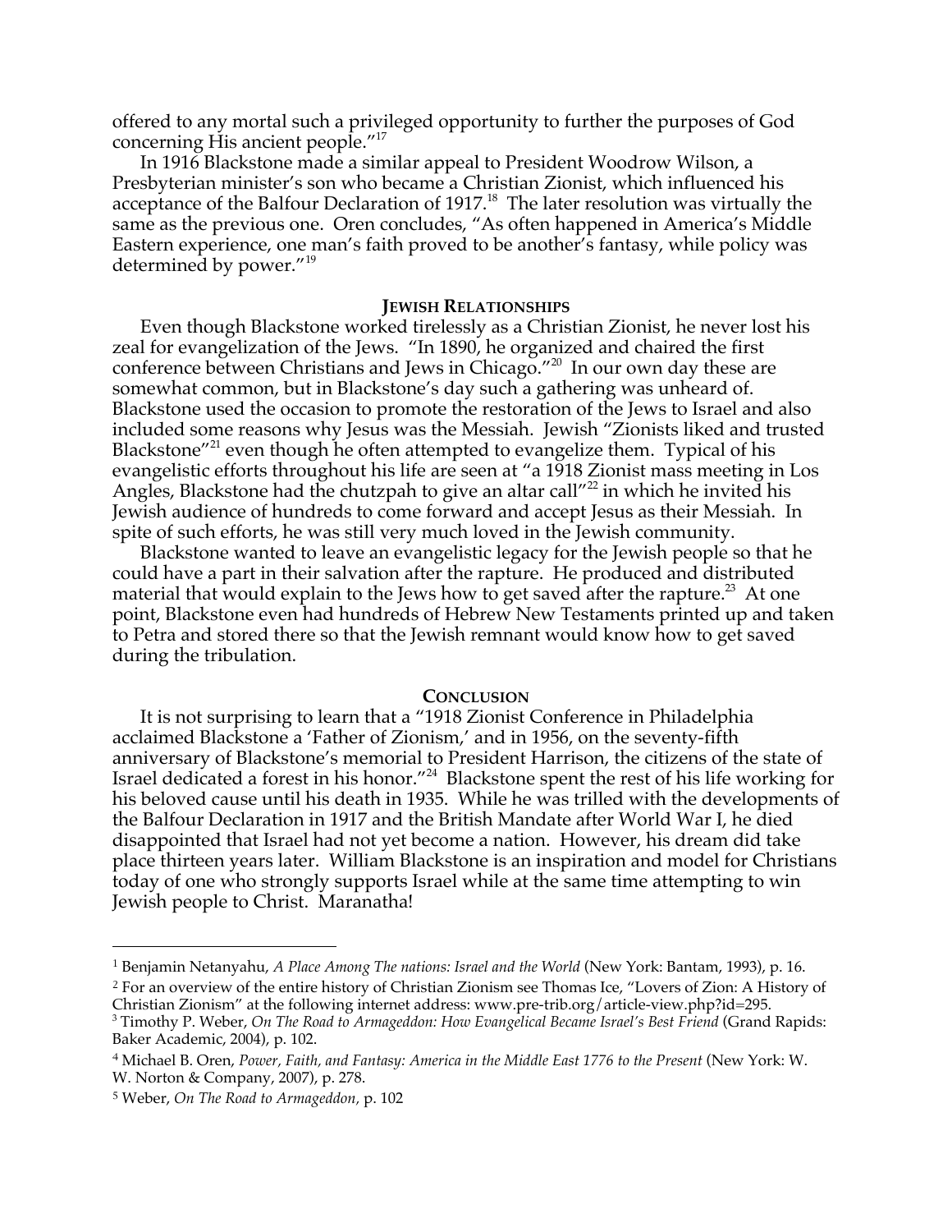offered to any mortal such a privileged opportunity to further the purposes of God concerning His ancient people."[17]

In 1916 Blackstone made a similar appeal to President Woodrow Wilson, a Presbyterian minister's son who became a Christian Zionist, which influenced his acceptance of the Balfour Declaration of 1917.[18] The later resolution was virtually the same as the previous one. Oren concludes, "As often happened in America's Middle Eastern experience, one man's faith proved to be another's fantasy, while policy was determined by power."[19]

## Jewish Relationships

Even though Blackstone worked tirelessly as a Christian Zionist, he never lost his zeal for evangelization of the Jews. "In 1890, he organized and chaired the first conference between Christians and Jews in Chicago."[20] In our own day these are somewhat common, but in Blackstone's day such a gathering was unheard of. Blackstone used the occasion to promote the restoration of the Jews to Israel and also included some reasons why Jesus was the Messiah. Jewish "Zionists liked and trusted Blackstone"[21] even though he often attempted to evangelize them. Typical of his evangelistic efforts throughout his life are seen at "a 1918 Zionist mass meeting in Los Angles, Blackstone had the chutzpah to give an altar call"[22] in which he invited his Jewish audience of hundreds to come forward and accept Jesus as their Messiah. In spite of such efforts, he was still very much loved in the Jewish community.

Blackstone wanted to leave an evangelistic legacy for the Jewish people so that he could have a part in their salvation after the rapture. He produced and distributed material that would explain to the Jews how to get saved after the rapture.[23] At one point, Blackstone even had hundreds of Hebrew New Testaments printed up and taken to Petra and stored there so that the Jewish remnant would know how to get saved during the tribulation.

## Conclusion

It is not surprising to learn that a "1918 Zionist Conference in Philadelphia acclaimed Blackstone a 'Father of Zionism,' and in 1956, on the seventy-fifth anniversary of Blackstone's memorial to President Harrison, the citizens of the state of Israel dedicated a forest in his honor."[24] Blackstone spent the rest of his life working for his beloved cause until his death in 1935. While he was trilled with the developments of the Balfour Declaration in 1917 and the British Mandate after World War I, he died disappointed that Israel had not yet become a nation. However, his dream did take place thirteen years later. William Blackstone is an inspiration and model for Christians today of one who strongly supports Israel while at the same time attempting to win Jewish people to Christ. Maranatha!

---

[1] Benjamin Netanyahu, *A Place Among The nations: Israel and the World* (New York: Bantam, 1993), p. 16.

[2] For an overview of the entire history of Christian Zionism see Thomas Ice, "Lovers of Zion: A History of Christian Zionism" at the following internet address: www.pre-trib.org/article-view.php?id=295.

[3] Timothy P. Weber, *On The Road to Armageddon: How Evangelical Became Israel's Best Friend* (Grand Rapids: Baker Academic, 2004), p. 102.

[4] Michael B. Oren, *Power, Faith, and Fantasy: America in the Middle East 1776 to the Present* (New York: W. W. Norton & Company, 2007), p. 278.

[5] Weber, *On The Road to Armageddon,* p. 102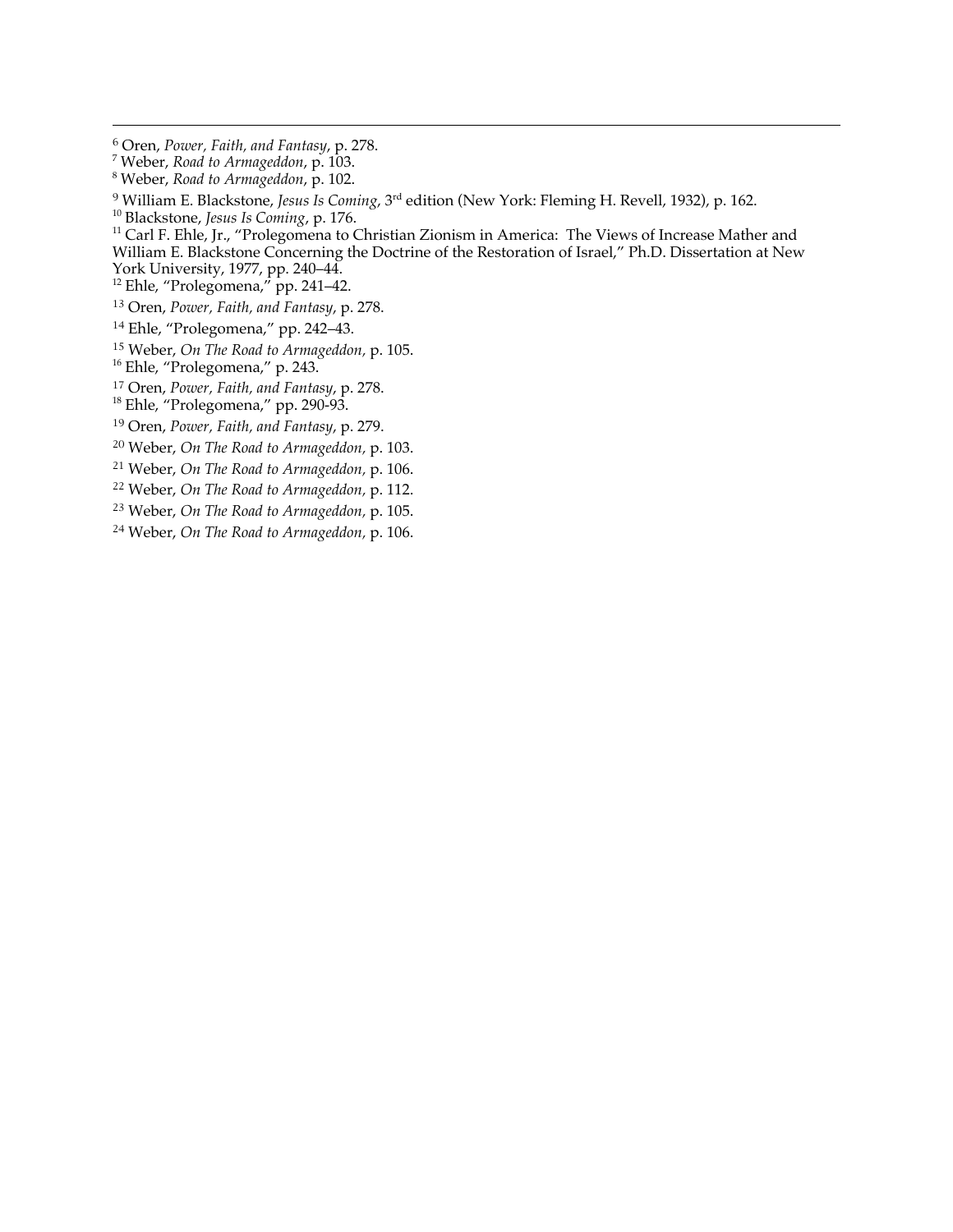[6] Oren, *Power, Faith, and Fantasy*, p. 278.
[7] Weber, *Road to Armageddon*, p. 103.
[8] Weber, *Road to Armageddon*, p. 102.
[9] William E. Blackstone, *Jesus Is Coming*, 3rd edition (New York: Fleming H. Revell, 1932), p. 162.
[10] Blackstone, *Jesus Is Coming*, p. 176.
[11] Carl F. Ehle, Jr., "Prolegomena to Christian Zionism in America: The Views of Increase Mather and William E. Blackstone Concerning the Doctrine of the Restoration of Israel," Ph.D. Dissertation at New York University, 1977, pp. 240–44.
[12] Ehle, "Prolegomena," pp. 241–42.
[13] Oren, *Power, Faith, and Fantasy*, p. 278.
[14] Ehle, "Prolegomena," pp. 242–43.
[15] Weber, *On The Road to Armageddon*, p. 105.
[16] Ehle, "Prolegomena," p. 243.
[17] Oren, *Power, Faith, and Fantasy*, p. 278.
[18] Ehle, "Prolegomena," pp. 290-93.
[19] Oren, *Power, Faith, and Fantasy*, p. 279.
[20] Weber, *On The Road to Armageddon*, p. 103.
[21] Weber, *On The Road to Armageddon*, p. 106.
[22] Weber, *On The Road to Armageddon*, p. 112.
[23] Weber, *On The Road to Armageddon*, p. 105.
[24] Weber, *On The Road to Armageddon*, p. 106.